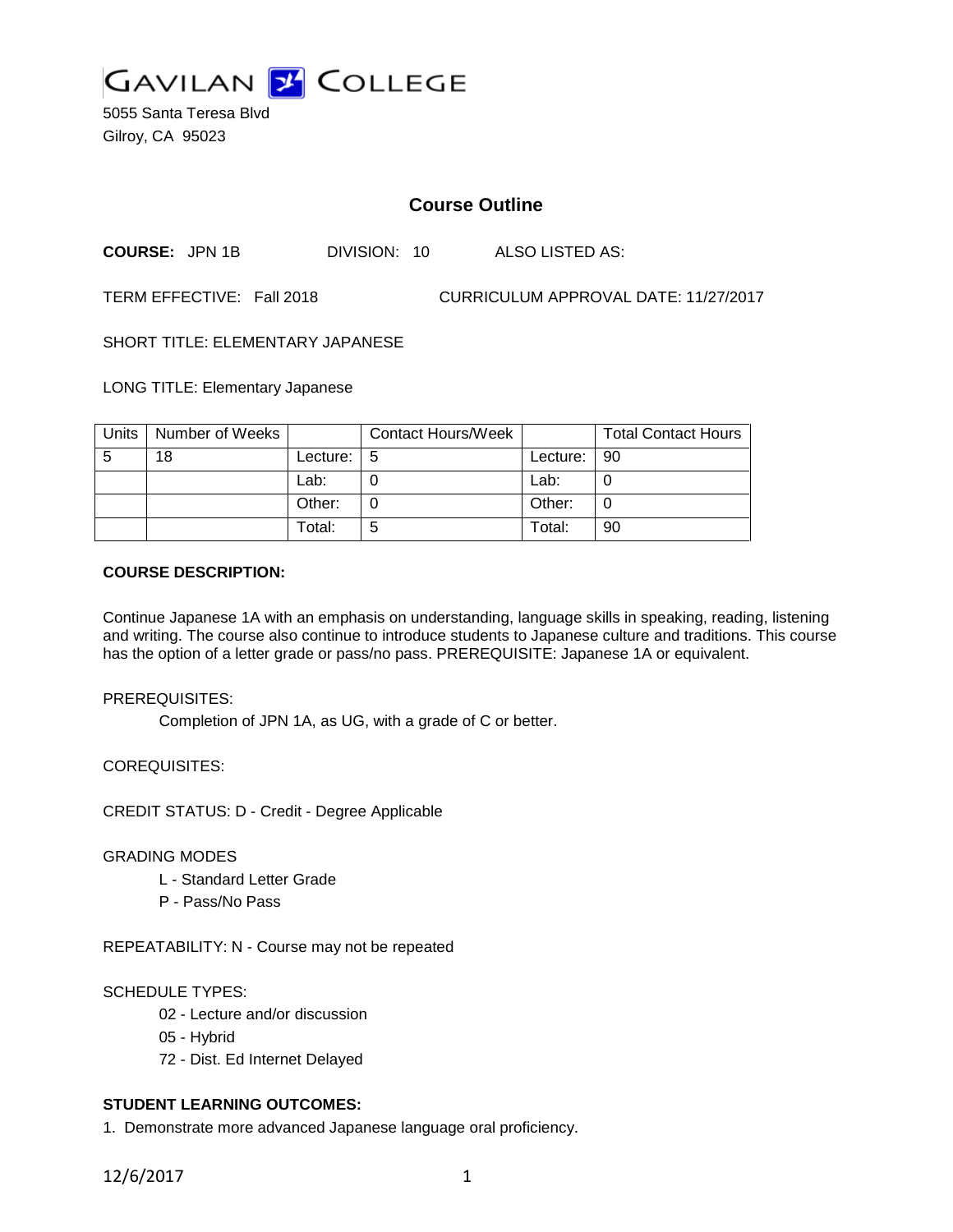# GAVILAN COLLEGE

5055 Santa Teresa Blvd
Gilroy, CA 95023

## Course Outline

**COURSE:** JPN 1B     DIVISION: 10     ALSO LISTED AS:

TERM EFFECTIVE: Fall 2018     CURRICULUM APPROVAL DATE: 11/27/2017

SHORT TITLE: ELEMENTARY JAPANESE

LONG TITLE: Elementary Japanese

| Units | Number of Weeks | | Contact Hours/Week | | Total Contact Hours |
|---|---|---|---|---|---|
| 5 | 18 | Lecture: | 5 | Lecture: | 90 |
| | | Lab: | 0 | Lab: | 0 |
| | | Other: | 0 | Other: | 0 |
| | | Total: | 5 | Total: | 90 |

**COURSE DESCRIPTION:**

Continue Japanese 1A with an emphasis on understanding, language skills in speaking, reading, listening and writing. The course also continue to introduce students to Japanese culture and traditions. This course has the option of a letter grade or pass/no pass. PREREQUISITE: Japanese 1A or equivalent.

PREREQUISITES:

Completion of JPN 1A, as UG, with a grade of C or better.

COREQUISITES:

CREDIT STATUS: D - Credit - Degree Applicable

GRADING MODES

L - Standard Letter Grade
P - Pass/No Pass

REPEATABILITY: N - Course may not be repeated

SCHEDULE TYPES:

02 - Lecture and/or discussion
05 - Hybrid
72 - Dist. Ed Internet Delayed

**STUDENT LEARNING OUTCOMES:**

1. Demonstrate more advanced Japanese language oral proficiency.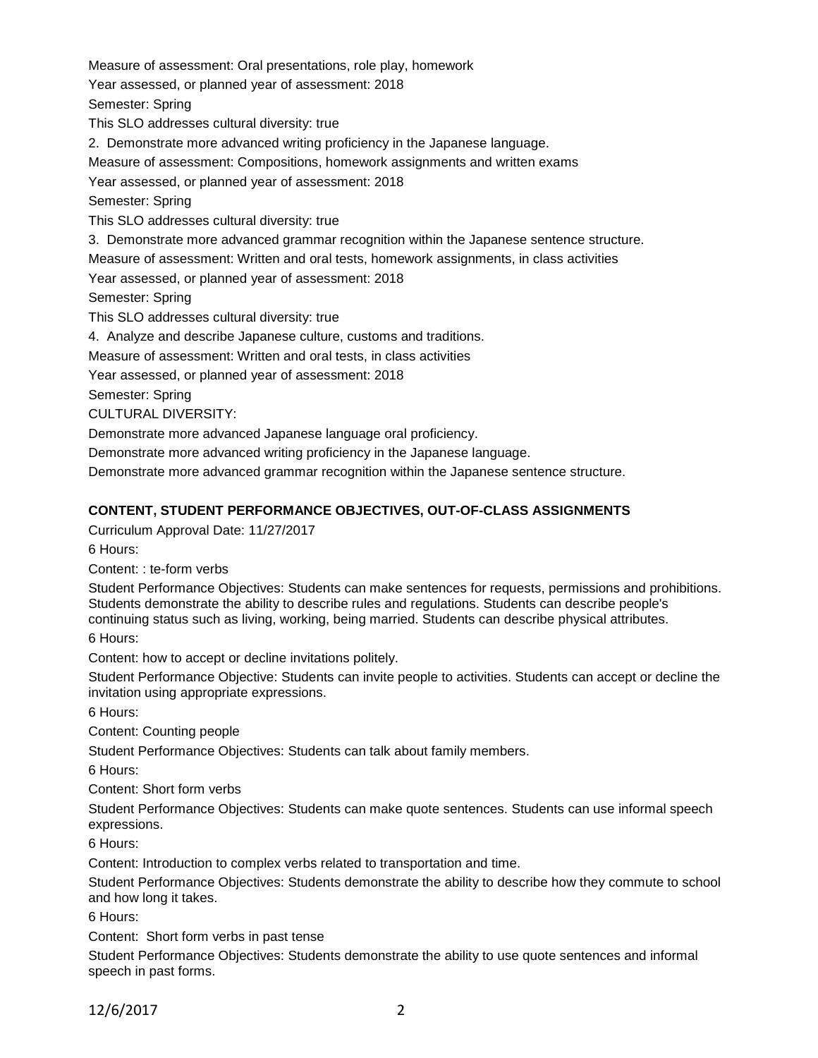Measure of assessment: Oral presentations, role play, homework

Year assessed, or planned year of assessment: 2018

Semester: Spring

This SLO addresses cultural diversity: true

2. Demonstrate more advanced writing proficiency in the Japanese language.

Measure of assessment: Compositions, homework assignments and written exams

Year assessed, or planned year of assessment: 2018

Semester: Spring

This SLO addresses cultural diversity: true

3. Demonstrate more advanced grammar recognition within the Japanese sentence structure.

Measure of assessment: Written and oral tests, homework assignments, in class activities

Year assessed, or planned year of assessment: 2018

Semester: Spring

This SLO addresses cultural diversity: true

4. Analyze and describe Japanese culture, customs and traditions.

Measure of assessment: Written and oral tests, in class activities

Year assessed, or planned year of assessment: 2018

Semester: Spring

CULTURAL DIVERSITY:

Demonstrate more advanced Japanese language oral proficiency.

Demonstrate more advanced writing proficiency in the Japanese language.

Demonstrate more advanced grammar recognition within the Japanese sentence structure.

**CONTENT, STUDENT PERFORMANCE OBJECTIVES, OUT-OF-CLASS ASSIGNMENTS**

Curriculum Approval Date: 11/27/2017

6 Hours:

Content: : te-form verbs

Student Performance Objectives: Students can make sentences for requests, permissions and prohibitions. Students demonstrate the ability to describe rules and regulations. Students can describe people's continuing status such as living, working, being married. Students can describe physical attributes.

6 Hours:

Content: how to accept or decline invitations politely.

Student Performance Objective: Students can invite people to activities. Students can accept or decline the invitation using appropriate expressions.

6 Hours:

Content: Counting people

Student Performance Objectives: Students can talk about family members.

6 Hours:

Content: Short form verbs

Student Performance Objectives: Students can make quote sentences. Students can use informal speech expressions.

6 Hours:

Content: Introduction to complex verbs related to transportation and time.

Student Performance Objectives: Students demonstrate the ability to describe how they commute to school and how long it takes.

6 Hours:

Content: Short form verbs in past tense

Student Performance Objectives: Students demonstrate the ability to use quote sentences and informal speech in past forms.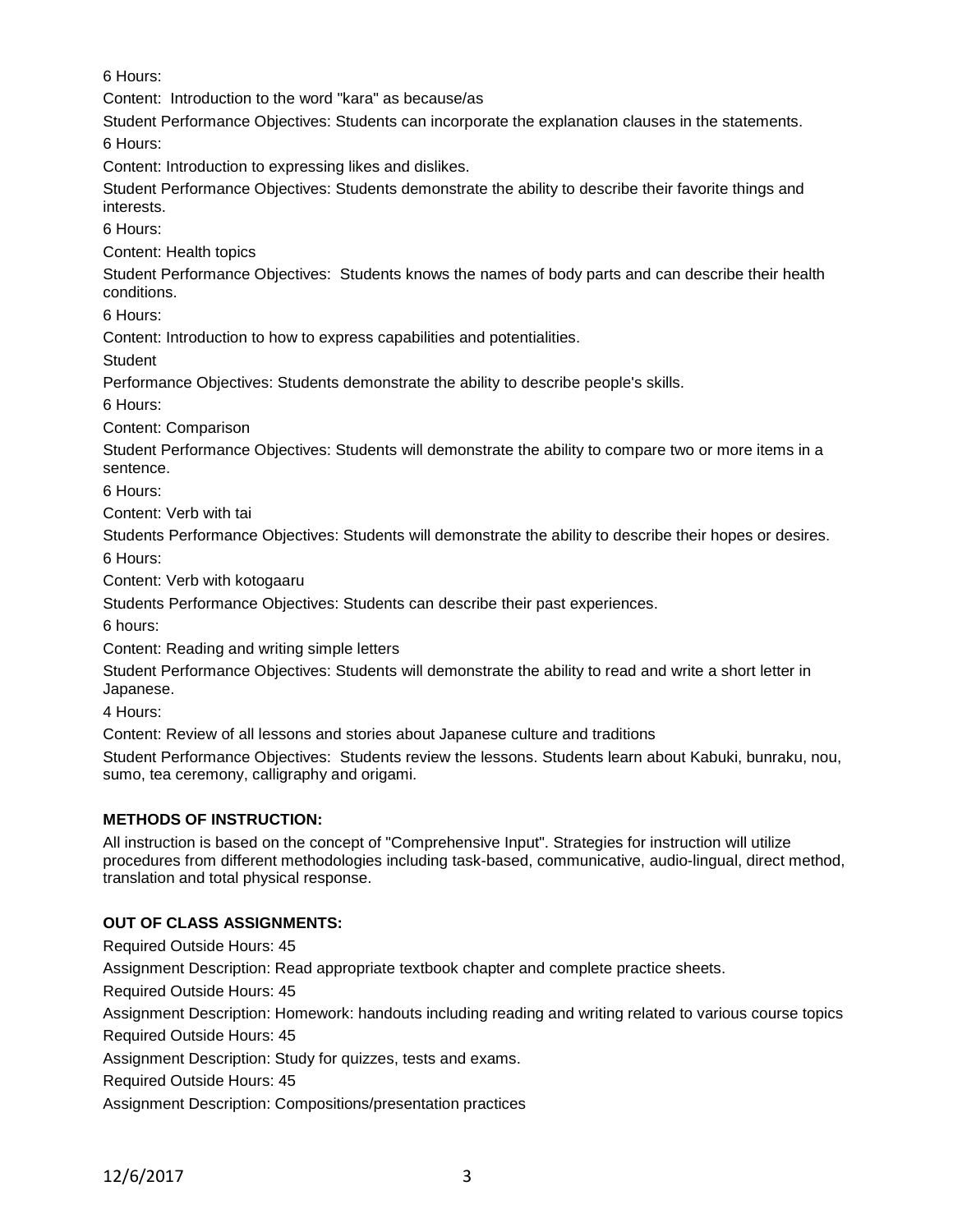6 Hours:

Content: Introduction to the word "kara" as because/as

Student Performance Objectives: Students can incorporate the explanation clauses in the statements.

6 Hours:

Content: Introduction to expressing likes and dislikes.

Student Performance Objectives: Students demonstrate the ability to describe their favorite things and interests.

6 Hours:

Content: Health topics

Student Performance Objectives: Students knows the names of body parts and can describe their health conditions.

6 Hours:

Content: Introduction to how to express capabilities and potentialities.

Student

Performance Objectives: Students demonstrate the ability to describe people's skills.

6 Hours:

Content: Comparison

Student Performance Objectives: Students will demonstrate the ability to compare two or more items in a sentence.

6 Hours:

Content: Verb with tai

Students Performance Objectives: Students will demonstrate the ability to describe their hopes or desires.

6 Hours:

Content: Verb with kotogaaru

Students Performance Objectives: Students can describe their past experiences.

6 hours:

Content: Reading and writing simple letters

Student Performance Objectives: Students will demonstrate the ability to read and write a short letter in Japanese.

4 Hours:

Content: Review of all lessons and stories about Japanese culture and traditions

Student Performance Objectives: Students review the lessons. Students learn about Kabuki, bunraku, nou, sumo, tea ceremony, calligraphy and origami.

**METHODS OF INSTRUCTION:**

All instruction is based on the concept of "Comprehensive Input". Strategies for instruction will utilize procedures from different methodologies including task-based, communicative, audio-lingual, direct method, translation and total physical response.

**OUT OF CLASS ASSIGNMENTS:**

Required Outside Hours: 45

Assignment Description: Read appropriate textbook chapter and complete practice sheets.

Required Outside Hours: 45

Assignment Description: Homework: handouts including reading and writing related to various course topics

Required Outside Hours: 45

Assignment Description: Study for quizzes, tests and exams.

Required Outside Hours: 45

Assignment Description: Compositions/presentation practices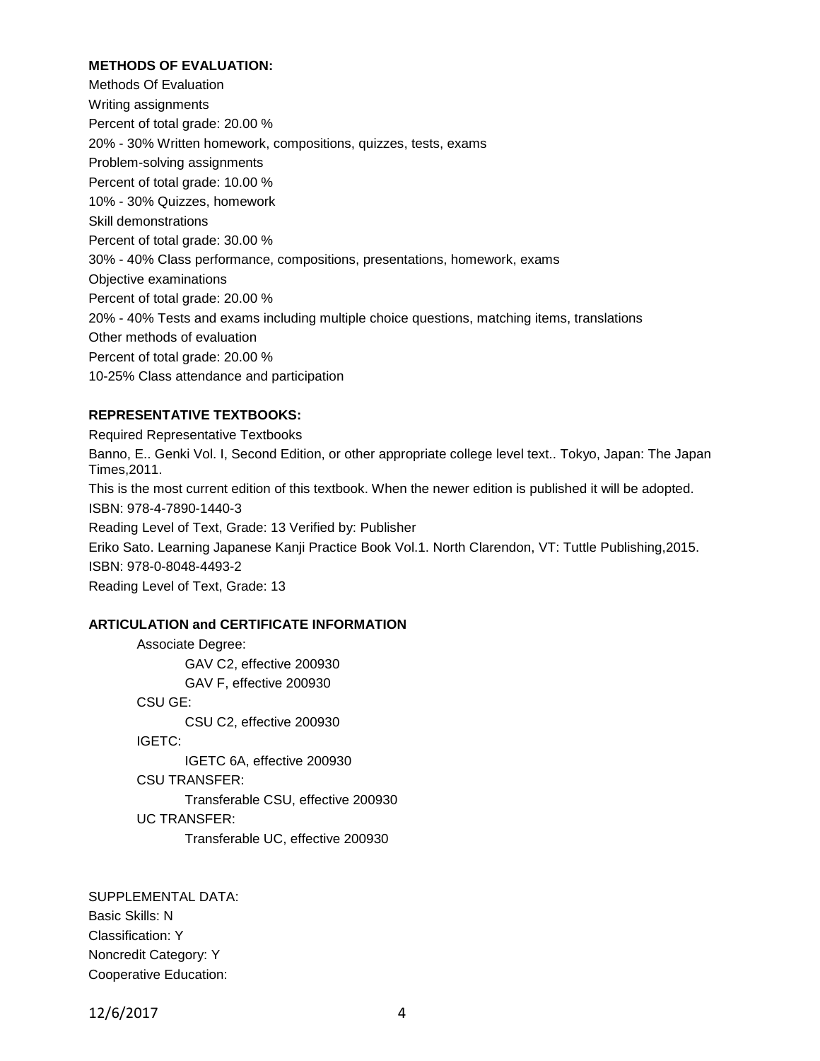**METHODS OF EVALUATION:**

Methods Of Evaluation

Writing assignments

Percent of total grade: 20.00 %

20% - 30% Written homework, compositions, quizzes, tests, exams

Problem-solving assignments

Percent of total grade: 10.00 %

10% - 30% Quizzes, homework

Skill demonstrations

Percent of total grade: 30.00 %

30% - 40% Class performance, compositions, presentations, homework, exams

Objective examinations

Percent of total grade: 20.00 %

20% - 40% Tests and exams including multiple choice questions, matching items, translations

Other methods of evaluation

Percent of total grade: 20.00 %

10-25% Class attendance and participation

**REPRESENTATIVE TEXTBOOKS:**

Required Representative Textbooks

Banno, E.. Genki Vol. I, Second Edition, or other appropriate college level text.. Tokyo, Japan: The Japan Times,2011.

This is the most current edition of this textbook. When the newer edition is published it will be adopted.

ISBN: 978-4-7890-1440-3

Reading Level of Text, Grade: 13 Verified by: Publisher

Eriko Sato. Learning Japanese Kanji Practice Book Vol.1. North Clarendon, VT: Tuttle Publishing,2015.

ISBN: 978-0-8048-4493-2

Reading Level of Text, Grade: 13

**ARTICULATION and CERTIFICATE INFORMATION**

Associate Degree:
- GAV C2, effective 200930
- GAV F, effective 200930

CSU GE:
- CSU C2, effective 200930

IGETC:
- IGETC 6A, effective 200930

CSU TRANSFER:
- Transferable CSU, effective 200930

UC TRANSFER:
- Transferable UC, effective 200930

SUPPLEMENTAL DATA:

Basic Skills: N

Classification: Y

Noncredit Category: Y

Cooperative Education: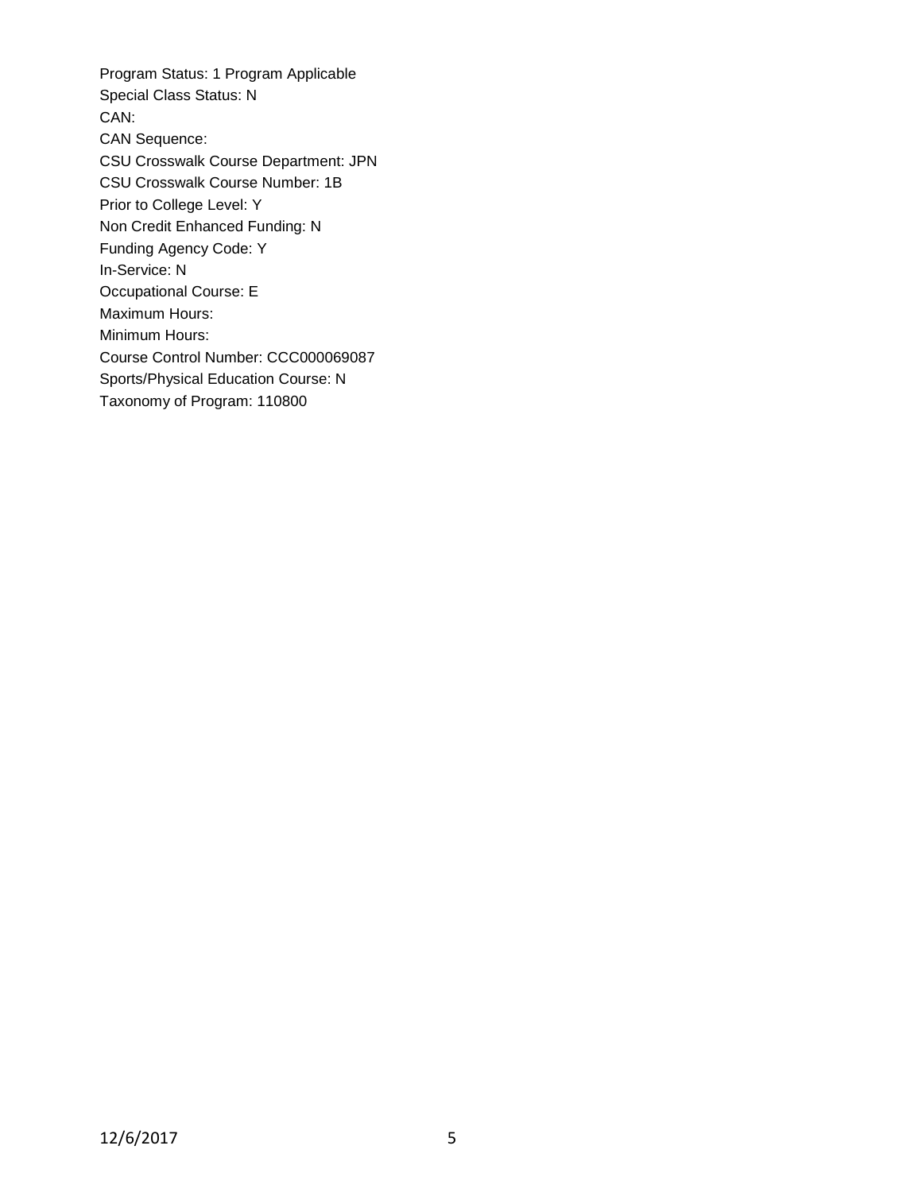Program Status: 1 Program Applicable
Special Class Status: N
CAN:
CAN Sequence:
CSU Crosswalk Course Department: JPN
CSU Crosswalk Course Number: 1B
Prior to College Level: Y
Non Credit Enhanced Funding: N
Funding Agency Code: Y
In-Service: N
Occupational Course: E
Maximum Hours:
Minimum Hours:
Course Control Number: CCC000069087
Sports/Physical Education Course: N
Taxonomy of Program: 110800